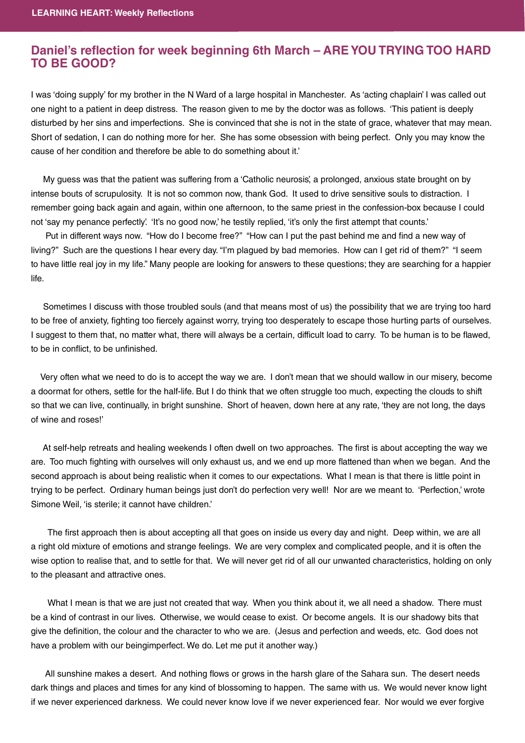## Daniel's reflection for week beginning 6th March – ARE YOU TRYING TOO HARD TO BE GOOD?

I was 'doing supply' for my brother in the N Ward of a large hospital in Manchester. As 'acting chaplain' I was called out one night to a patient in deep distress. The reason given to me by the doctor was as follows. 'This patient is deeply disturbed by her sins and imperfections. She is convinced that she is not in the state of grace, whatever that may mean. Short of sedation, I can do nothing more for her. She has some obsession with being perfect. Only you may know the cause of her condition and therefore be able to do something about it.'

My guess was that the patient was suffering from a 'Catholic neurosis', a prolonged, anxious state brought on by intense bouts of scrupulosity. It is not so common now, thank God. It used to drive sensitive souls to distraction. I remember going back again and again, within one afternoon, to the same priest in the confession-box because I could not 'say my penance perfectly'. 'It's no good now,' he testily replied, 'it's only the first attempt that counts.'

Put in different ways now. "How do I become free?" "How can I put the past behind me and find a new way of living?" Such are the questions I hear every day. "I'm plagued by bad memories. How can I get rid of them?" "I seem to have little real joy in my life." Many people are looking for answers to these questions; they are searching for a happier life.

Sometimes I discuss with those troubled souls (and that means most of us) the possibility that we are trying too hard to be free of anxiety, fighting too fiercely against worry, trying too desperately to escape those hurting parts of ourselves. I suggest to them that, no matter what, there will always be a certain, difficult load to carry. To be human is to be flawed, to be in conflict, to be unfinished.

Very often what we need to do is to accept the way we are. I don't mean that we should wallow in our misery, become a doormat for others, settle for the half-life. But I do think that we often struggle too much, expecting the clouds to shift so that we can live, continually, in bright sunshine. Short of heaven, down here at any rate, 'they are not long, the days of wine and roses!'

At self-help retreats and healing weekends I often dwell on two approaches. The first is about accepting the way we are. Too much fighting with ourselves will only exhaust us, and we end up more flattened than when we began. And the second approach is about being realistic when it comes to our expectations. What I mean is that there is little point in trying to be perfect. Ordinary human beings just don't do perfection very well! Nor are we meant to. 'Perfection,' wrote Simone Weil, 'is sterile; it cannot have children.'

The first approach then is about accepting all that goes on inside us every day and night. Deep within, we are all a right old mixture of emotions and strange feelings. We are very complex and complicated people, and it is often the wise option to realise that, and to settle for that. We will never get rid of all our unwanted characteristics, holding on only to the pleasant and attractive ones.

What I mean is that we are just not created that way. When you think about it, we all need a shadow. There must be a kind of contrast in our lives. Otherwise, we would cease to exist. Or become angels. It is our shadowy bits that give the definition, the colour and the character to who we are. (Jesus and perfection and weeds, etc. God does not have a problem with our beingimperfect. We do. Let me put it another way.)

All sunshine makes a desert. And nothing flows or grows in the harsh glare of the Sahara sun. The desert needs dark things and places and times for any kind of blossoming to happen. The same with us. We would never know light if we never experienced darkness. We could never know love if we never experienced fear. Nor would we ever forgive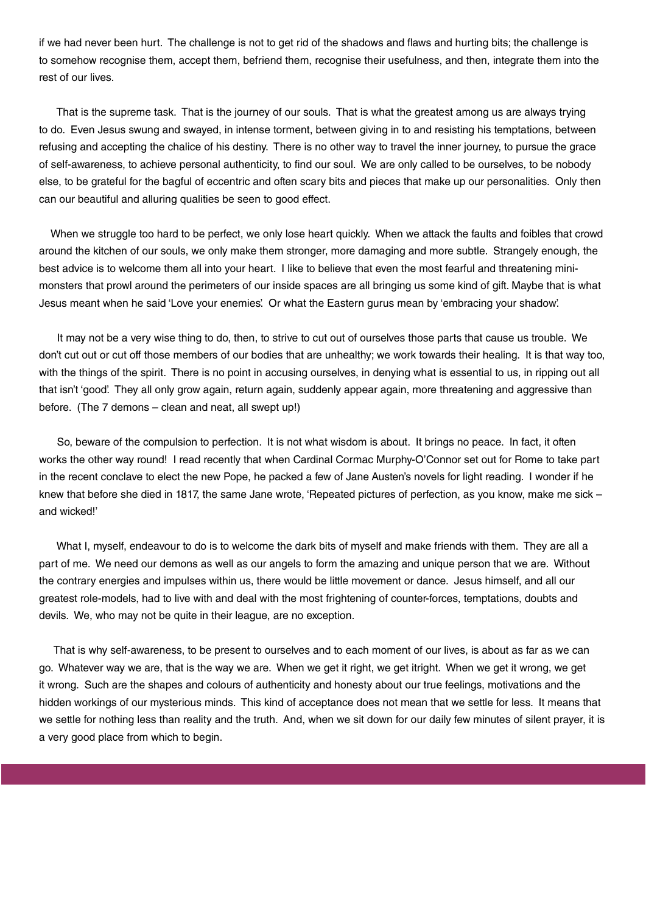if we had never been hurt. The challenge is not to get rid of the shadows and flaws and hurting bits; the challenge is to somehow recognise them, accept them, befriend them, recognise their usefulness, and then, integrate them into the rest of our lives.

That is the supreme task. That is the journey of our souls. That is what the greatest among us are always trying to do. Even Jesus swung and swayed, in intense torment, between giving in to and resisting his temptations, between refusing and accepting the chalice of his destiny. There is no other way to travel the inner journey, to pursue the grace of self-awareness, to achieve personal authenticity, to find our soul. We are only called to be ourselves, to be nobody else, to be grateful for the bagful of eccentric and often scary bits and pieces that make up our personalities. Only then can our beautiful and alluring qualities be seen to good effect.

When we struggle too hard to be perfect, we only lose heart quickly. When we attack the faults and foibles that crowd around the kitchen of our souls, we only make them stronger, more damaging and more subtle. Strangely enough, the best advice is to welcome them all into your heart. I like to believe that even the most fearful and threatening mini-monsters that prowl around the perimeters of our inside spaces are all bringing us some kind of gift. Maybe that is what Jesus meant when he said 'Love your enemies'. Or what the Eastern gurus mean by 'embracing your shadow'.

It may not be a very wise thing to do, then, to strive to cut out of ourselves those parts that cause us trouble. We don't cut out or cut off those members of our bodies that are unhealthy; we work towards their healing. It is that way too, with the things of the spirit. There is no point in accusing ourselves, in denying what is essential to us, in ripping out all that isn't 'good'. They all only grow again, return again, suddenly appear again, more threatening and aggressive than before. (The 7 demons – clean and neat, all swept up!)

So, beware of the compulsion to perfection. It is not what wisdom is about. It brings no peace. In fact, it often works the other way round! I read recently that when Cardinal Cormac Murphy-O'Connor set out for Rome to take part in the recent conclave to elect the new Pope, he packed a few of Jane Austen's novels for light reading. I wonder if he knew that before she died in 1817, the same Jane wrote, 'Repeated pictures of perfection, as you know, make me sick – and wicked!'

What I, myself, endeavour to do is to welcome the dark bits of myself and make friends with them. They are all a part of me. We need our demons as well as our angels to form the amazing and unique person that we are. Without the contrary energies and impulses within us, there would be little movement or dance. Jesus himself, and all our greatest role-models, had to live with and deal with the most frightening of counter-forces, temptations, doubts and devils. We, who may not be quite in their league, are no exception.

That is why self-awareness, to be present to ourselves and to each moment of our lives, is about as far as we can go. Whatever way we are, that is the way we are. When we get it right, we get itright. When we get it wrong, we get it wrong. Such are the shapes and colours of authenticity and honesty about our true feelings, motivations and the hidden workings of our mysterious minds. This kind of acceptance does not mean that we settle for less. It means that we settle for nothing less than reality and the truth. And, when we sit down for our daily few minutes of silent prayer, it is a very good place from which to begin.